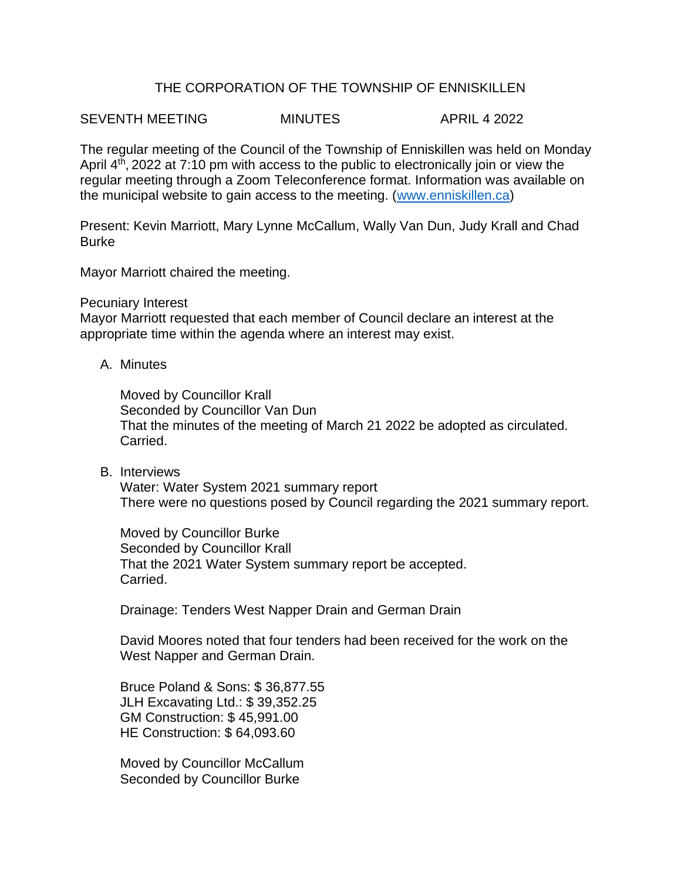# THE CORPORATION OF THE TOWNSHIP OF ENNISKILLEN

SEVENTH MEETING MINUTES APRIL 4 2022

The regular meeting of the Council of the Township of Enniskillen was held on Monday April 4th, 2022 at 7:10 pm with access to the public to electronically join or view the regular meeting through a Zoom Teleconference format. Information was available on the municipal website to gain access to the meeting. (www.enniskillen.ca)

Present: Kevin Marriott, Mary Lynne McCallum, Wally Van Dun, Judy Krall and Chad Burke

Mayor Marriott chaired the meeting.

Pecuniary Interest
Mayor Marriott requested that each member of Council declare an interest at the appropriate time within the agenda where an interest may exist.

A. Minutes

   Moved by Councillor Krall
   Seconded by Councillor Van Dun
   That the minutes of the meeting of March 21 2022 be adopted as circulated.
   Carried.

B. Interviews
   Water: Water System 2021 summary report
   There were no questions posed by Council regarding the 2021 summary report.

   Moved by Councillor Burke
   Seconded by Councillor Krall
   That the 2021 Water System summary report be accepted.
   Carried.

   Drainage: Tenders West Napper Drain and German Drain

   David Moores noted that four tenders had been received for the work on the West Napper and German Drain.

   Bruce Poland & Sons: $ 36,877.55
   JLH Excavating Ltd.: $ 39,352.25
   GM Construction: $ 45,991.00
   HE Construction: $ 64,093.60

   Moved by Councillor McCallum
   Seconded by Councillor Burke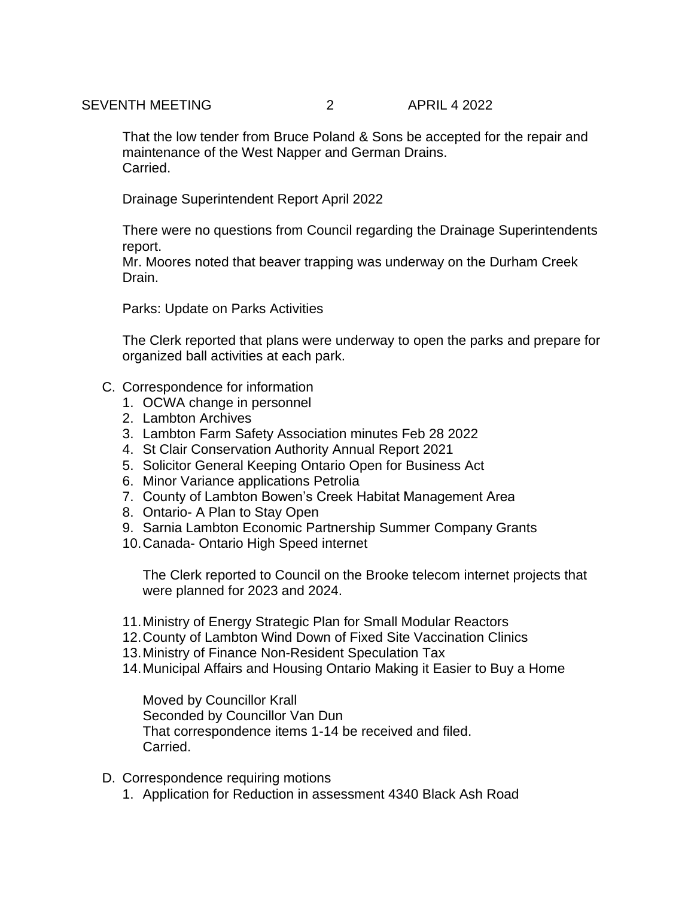That the low tender from Bruce Poland & Sons be accepted for the repair and maintenance of the West Napper and German Drains.
Carried.

Drainage Superintendent Report April 2022

There were no questions from Council regarding the Drainage Superintendents report.
Mr. Moores noted that beaver trapping was underway on the Durham Creek Drain.

Parks: Update on Parks Activities

The Clerk reported that plans were underway to open the parks and prepare for organized ball activities at each park.

C. Correspondence for information
   1. OCWA change in personnel
   2. Lambton Archives
   3. Lambton Farm Safety Association minutes Feb 28 2022
   4. St Clair Conservation Authority Annual Report 2021
   5. Solicitor General Keeping Ontario Open for Business Act
   6. Minor Variance applications Petrolia
   7. County of Lambton Bowen's Creek Habitat Management Area
   8. Ontario- A Plan to Stay Open
   9. Sarnia Lambton Economic Partnership Summer Company Grants
   10. Canada- Ontario High Speed internet

       The Clerk reported to Council on the Brooke telecom internet projects that were planned for 2023 and 2024.

   11. Ministry of Energy Strategic Plan for Small Modular Reactors
   12. County of Lambton Wind Down of Fixed Site Vaccination Clinics
   13. Ministry of Finance Non-Resident Speculation Tax
   14. Municipal Affairs and Housing Ontario Making it Easier to Buy a Home

       Moved by Councillor Krall
       Seconded by Councillor Van Dun
       That correspondence items 1-14 be received and filed.
       Carried.

D. Correspondence requiring motions
   1. Application for Reduction in assessment 4340 Black Ash Road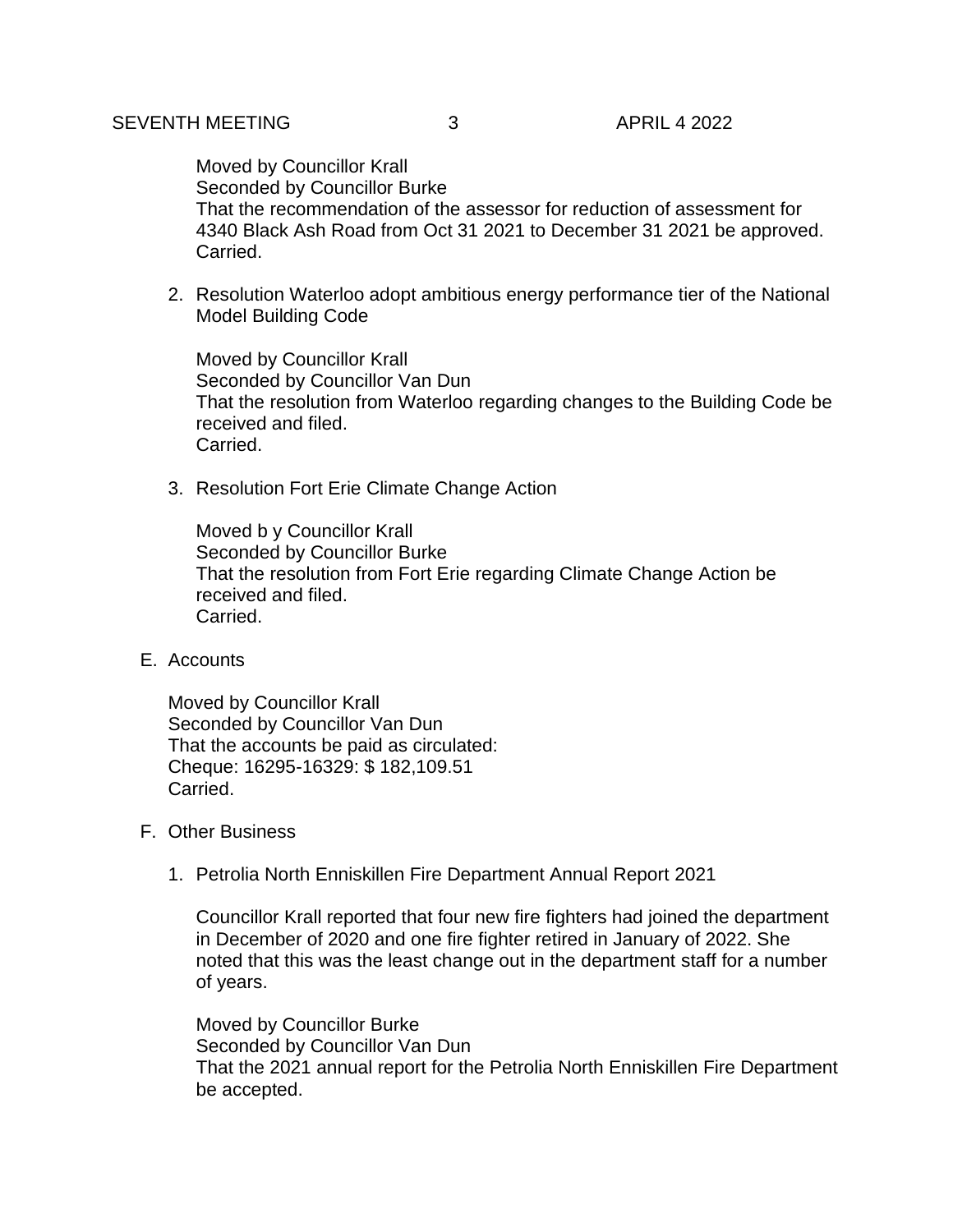Moved by Councillor Krall
Seconded by Councillor Burke
That the recommendation of the assessor for reduction of assessment for 4340 Black Ash Road from Oct 31 2021 to December 31 2021 be approved.
Carried.

2. Resolution Waterloo adopt ambitious energy performance tier of the National Model Building Code

   Moved by Councillor Krall
   Seconded by Councillor Van Dun
   That the resolution from Waterloo regarding changes to the Building Code be received and filed.
   Carried.

3. Resolution Fort Erie Climate Change Action

   Moved b y Councillor Krall
   Seconded by Councillor Burke
   That the resolution from Fort Erie regarding Climate Change Action be received and filed.
   Carried.

E. Accounts

   Moved by Councillor Krall
   Seconded by Councillor Van Dun
   That the accounts be paid as circulated:
   Cheque: 16295-16329: $ 182,109.51
   Carried.

F. Other Business

1. Petrolia North Enniskillen Fire Department Annual Report 2021

   Councillor Krall reported that four new fire fighters had joined the department in December of 2020 and one fire fighter retired in January of 2022. She noted that this was the least change out in the department staff for a number of years.

   Moved by Councillor Burke
   Seconded by Councillor Van Dun
   That the 2021 annual report for the Petrolia North Enniskillen Fire Department be accepted.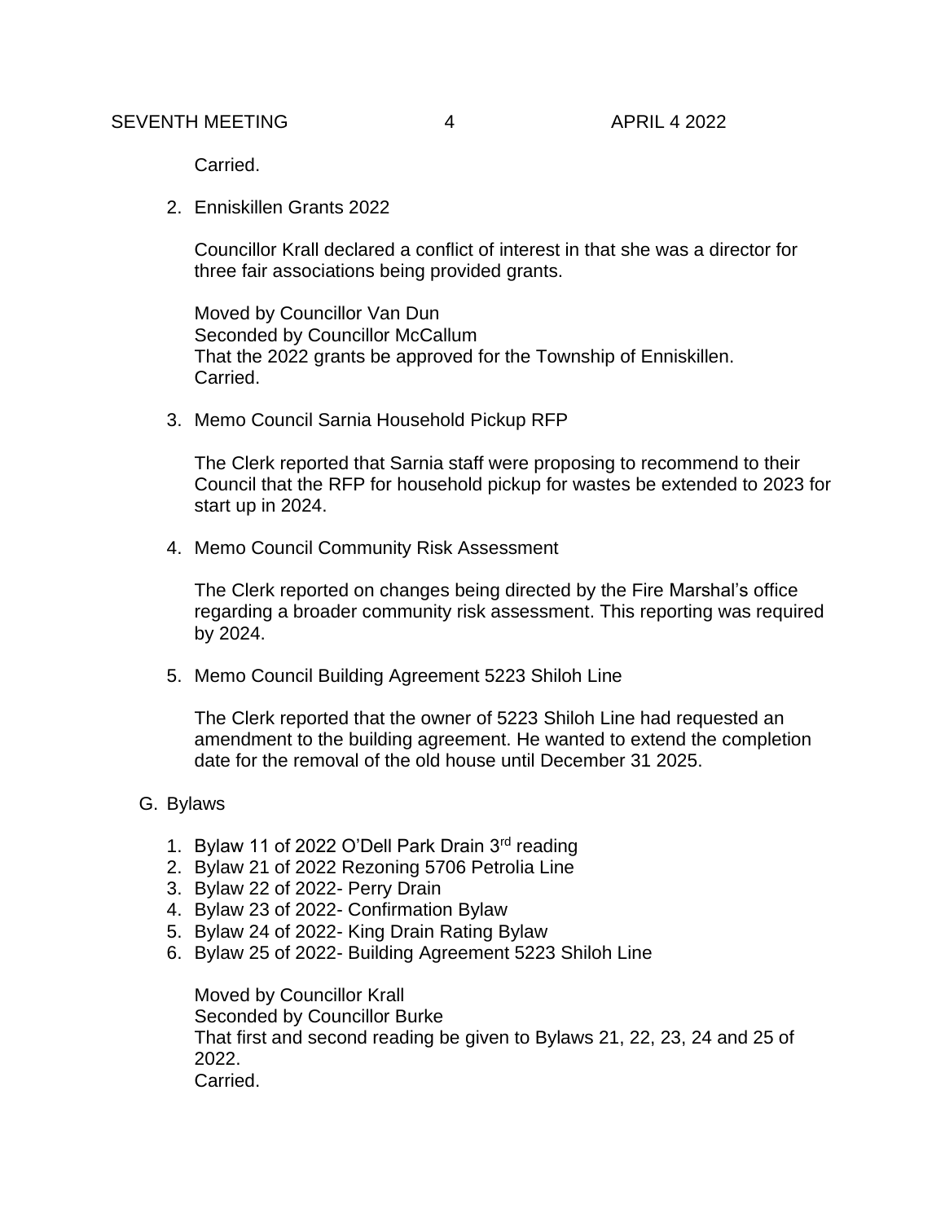Carried.

2. Enniskillen Grants 2022

   Councillor Krall declared a conflict of interest in that she was a director for three fair associations being provided grants.

   Moved by Councillor Van Dun
   Seconded by Councillor McCallum
   That the 2022 grants be approved for the Township of Enniskillen.
   Carried.

3. Memo Council Sarnia Household Pickup RFP

   The Clerk reported that Sarnia staff were proposing to recommend to their Council that the RFP for household pickup for wastes be extended to 2023 for start up in 2024.

4. Memo Council Community Risk Assessment

   The Clerk reported on changes being directed by the Fire Marshal's office regarding a broader community risk assessment. This reporting was required by 2024.

5. Memo Council Building Agreement 5223 Shiloh Line

   The Clerk reported that the owner of 5223 Shiloh Line had requested an amendment to the building agreement. He wanted to extend the completion date for the removal of the old house until December 31 2025.

G. Bylaws

1. Bylaw 11 of 2022 O'Dell Park Drain 3rd reading
2. Bylaw 21 of 2022 Rezoning 5706 Petrolia Line
3. Bylaw 22 of 2022- Perry Drain
4. Bylaw 23 of 2022- Confirmation Bylaw
5. Bylaw 24 of 2022- King Drain Rating Bylaw
6. Bylaw 25 of 2022- Building Agreement 5223 Shiloh Line

   Moved by Councillor Krall
   Seconded by Councillor Burke
   That first and second reading be given to Bylaws 21, 22, 23, 24 and 25 of 2022.
   Carried.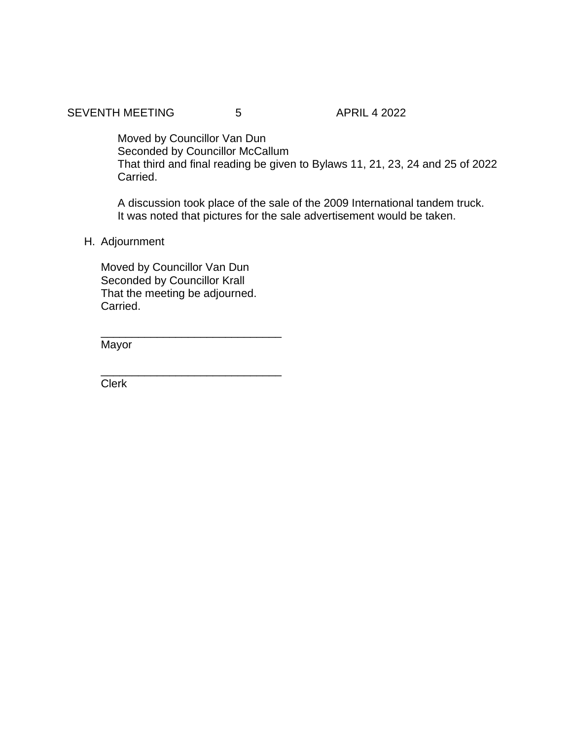Moved by Councillor Van Dun
Seconded by Councillor McCallum
That third and final reading be given to Bylaws 11, 21, 23, 24 and 25 of 2022
Carried.

A discussion took place of the sale of the 2009 International tandem truck. It was noted that pictures for the sale advertisement would be taken.

H. Adjournment

Moved by Councillor Van Dun
Seconded by Councillor Krall
That the meeting be adjourned.
Carried.

_____________________________
Mayor

_____________________________
Clerk